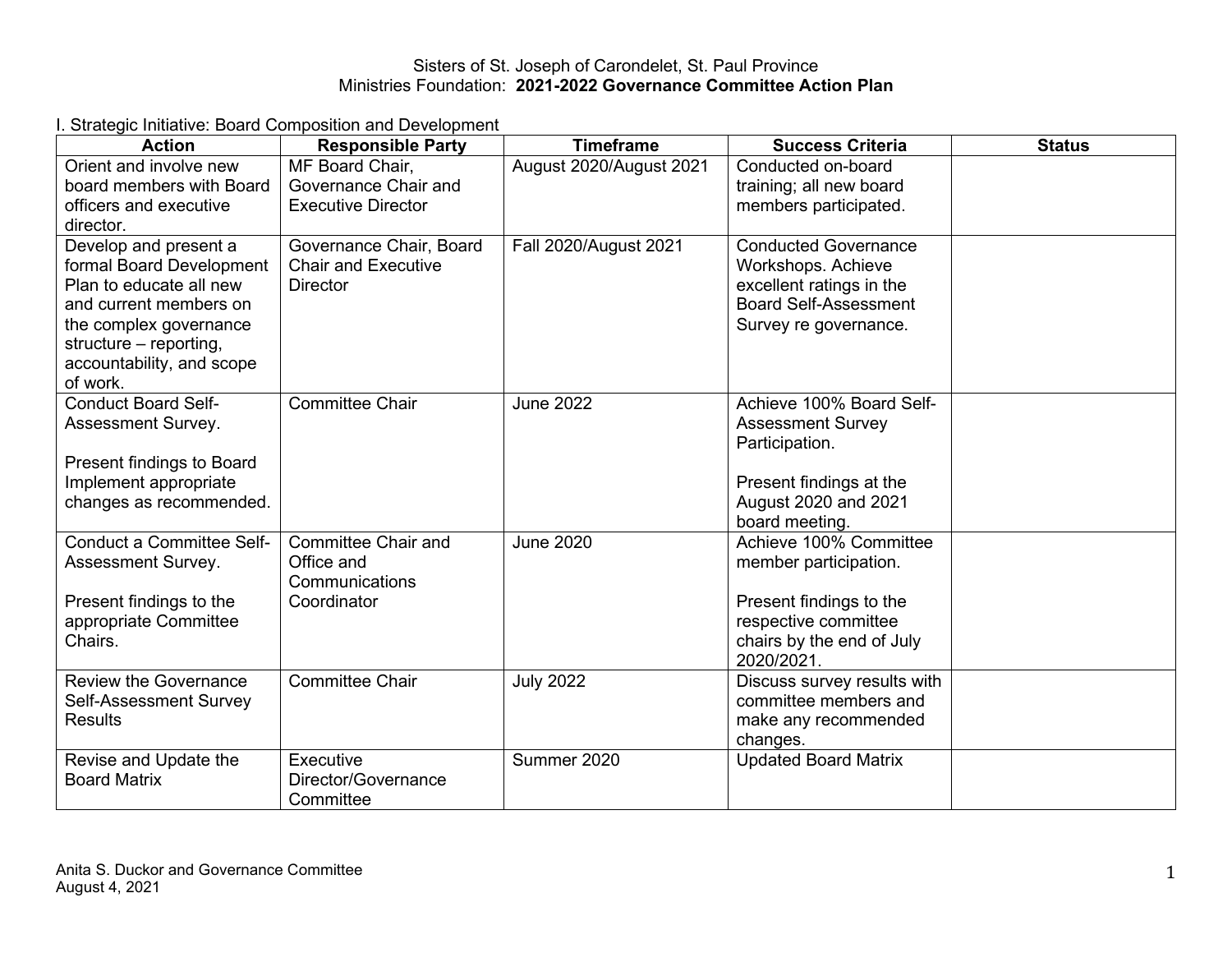Sisters of St. Joseph of Carondelet, St. Paul Province
Ministries Foundation: **2021-2022 Governance Committee Action Plan**

I. Strategic Initiative: Board Composition and Development

| Action | Responsible Party | Timeframe | Success Criteria | Status |
|---|---|---|---|---|
| Orient and involve new board members with Board officers and executive director. | MF Board Chair, Governance Chair and Executive Director | August 2020/August 2021 | Conducted on-board training; all new board members participated. | |
| Develop and present a formal Board Development Plan to educate all new and current members on the complex governance structure – reporting, accountability, and scope of work. | Governance Chair, Board Chair and Executive Director | Fall 2020/August 2021 | Conducted Governance Workshops. Achieve excellent ratings in the Board Self-Assessment Survey re governance. | |
| Conduct Board Self-Assessment Survey.<br><br>Present findings to Board Implement appropriate changes as recommended. | Committee Chair | June 2022 | Achieve 100% Board Self-Assessment Survey Participation.<br><br>Present findings at the August 2020 and 2021 board meeting. | |
| Conduct a Committee Self-Assessment Survey.<br><br>Present findings to the appropriate Committee Chairs. | Committee Chair and Office and Communications Coordinator | June 2020 | Achieve 100% Committee member participation.<br><br>Present findings to the respective committee chairs by the end of July 2020/2021. | |
| Review the Governance Self-Assessment Survey Results | Committee Chair | July 2022 | Discuss survey results with committee members and make any recommended changes. | |
| Revise and Update the Board Matrix | Executive Director/Governance Committee | Summer 2020 | Updated Board Matrix | |

Anita S. Duckor and Governance Committee
August 4, 2021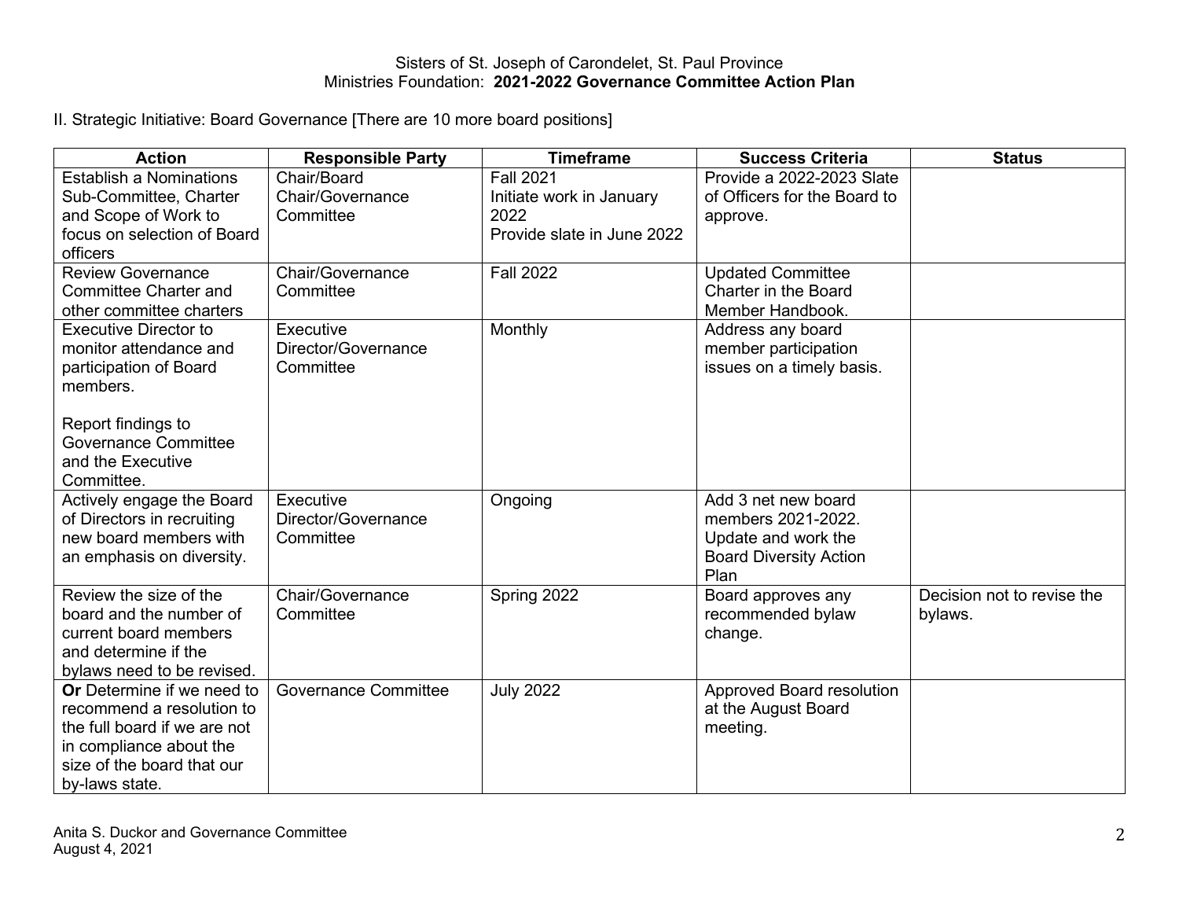Sisters of St. Joseph of Carondelet, St. Paul Province
Ministries Foundation: **2021-2022 Governance Committee Action Plan**

II. Strategic Initiative: Board Governance [There are 10 more board positions]

| Action | Responsible Party | Timeframe | Success Criteria | Status |
|---|---|---|---|---|
| Establish a Nominations Sub-Committee, Charter and Scope of Work to focus on selection of Board officers | Chair/Board Chair/Governance Committee | Fall 2021<br>Initiate work in January 2022<br>Provide slate in June 2022 | Provide a 2022-2023 Slate of Officers for the Board to approve. | |
| Review Governance Committee Charter and other committee charters | Chair/Governance Committee | Fall 2022 | Updated Committee Charter in the Board Member Handbook. | |
| Executive Director to monitor attendance and participation of Board members.<br><br>Report findings to Governance Committee and the Executive Committee. | Executive Director/Governance Committee | Monthly | Address any board member participation issues on a timely basis. | |
| Actively engage the Board of Directors in recruiting new board members with an emphasis on diversity. | Executive Director/Governance Committee | Ongoing | Add 3 net new board members 2021-2022. Update and work the Board Diversity Action Plan | |
| Review the size of the board and the number of current board members and determine if the bylaws need to be revised. | Chair/Governance Committee | Spring 2022 | Board approves any recommended bylaw change. | Decision not to revise the bylaws. |
| **Or** Determine if we need to recommend a resolution to the full board if we are not in compliance about the size of the board that our by-laws state. | Governance Committee | July 2022 | Approved Board resolution at the August Board meeting. | |

Anita S. Duckor and Governance Committee
August 4, 2021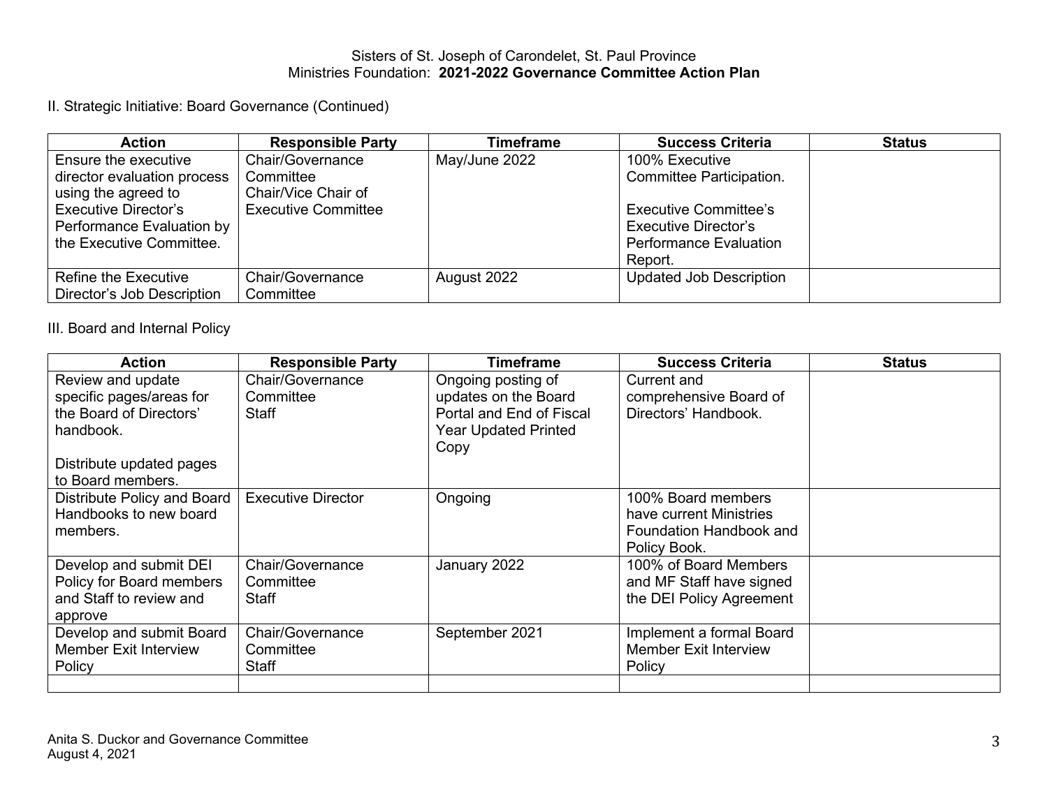Sisters of St. Joseph of Carondelet, St. Paul Province
Ministries Foundation: **2021-2022 Governance Committee Action Plan**

II. Strategic Initiative: Board Governance (Continued)

| Action | Responsible Party | Timeframe | Success Criteria | Status |
|---|---|---|---|---|
| Ensure the executive director evaluation process using the agreed to Executive Director's Performance Evaluation by the Executive Committee. | Chair/Governance Committee Chair/Vice Chair of Executive Committee | May/June 2022 | 100% Executive Committee Participation.<br><br>Executive Committee's Executive Director's Performance Evaluation Report. | |
| Refine the Executive Director's Job Description | Chair/Governance Committee | August 2022 | Updated Job Description | |

III. Board and Internal Policy

| Action | Responsible Party | Timeframe | Success Criteria | Status |
|---|---|---|---|---|
| Review and update specific pages/areas for the Board of Directors' handbook.<br><br>Distribute updated pages to Board members. | Chair/Governance Committee Staff | Ongoing posting of updates on the Board Portal and End of Fiscal Year Updated Printed Copy | Current and comprehensive Board of Directors' Handbook. | |
| Distribute Policy and Board Handbooks to new board members. | Executive Director | Ongoing | 100% Board members have current Ministries Foundation Handbook and Policy Book. | |
| Develop and submit DEI Policy for Board members and Staff to review and approve | Chair/Governance Committee Staff | January 2022 | 100% of Board Members and MF Staff have signed the DEI Policy Agreement | |
| Develop and submit Board Member Exit Interview Policy | Chair/Governance Committee Staff | September 2021 | Implement a formal Board Member Exit Interview Policy | |
| | | | | |

Anita S. Duckor and Governance Committee
August 4, 2021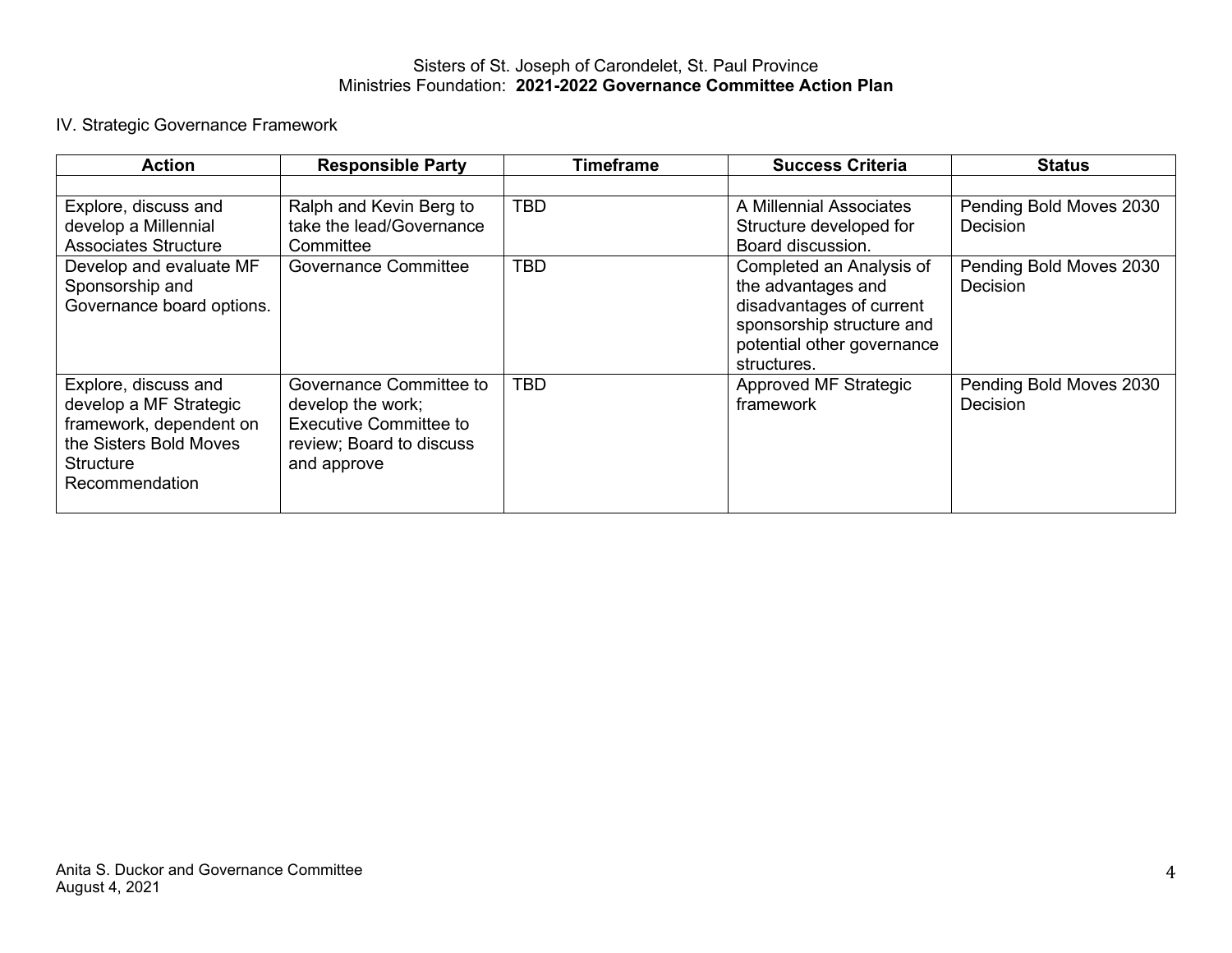Sisters of St. Joseph of Carondelet, St. Paul Province
Ministries Foundation: **2021-2022 Governance Committee Action Plan**

IV. Strategic Governance Framework

| Action | Responsible Party | Timeframe | Success Criteria | Status |
|---|---|---|---|---|
| | | | | |
| Explore, discuss and develop a Millennial Associates Structure | Ralph and Kevin Berg to take the lead/Governance Committee | TBD | A Millennial Associates Structure developed for Board discussion. | Pending Bold Moves 2030 Decision |
| Develop and evaluate MF Sponsorship and Governance board options. | Governance Committee | TBD | Completed an Analysis of the advantages and disadvantages of current sponsorship structure and potential other governance structures. | Pending Bold Moves 2030 Decision |
| Explore, discuss and develop a MF Strategic framework, dependent on the Sisters Bold Moves Structure Recommendation | Governance Committee to develop the work; Executive Committee to review; Board to discuss and approve | TBD | Approved MF Strategic framework | Pending Bold Moves 2030 Decision |

Anita S. Duckor and Governance Committee
August 4, 2021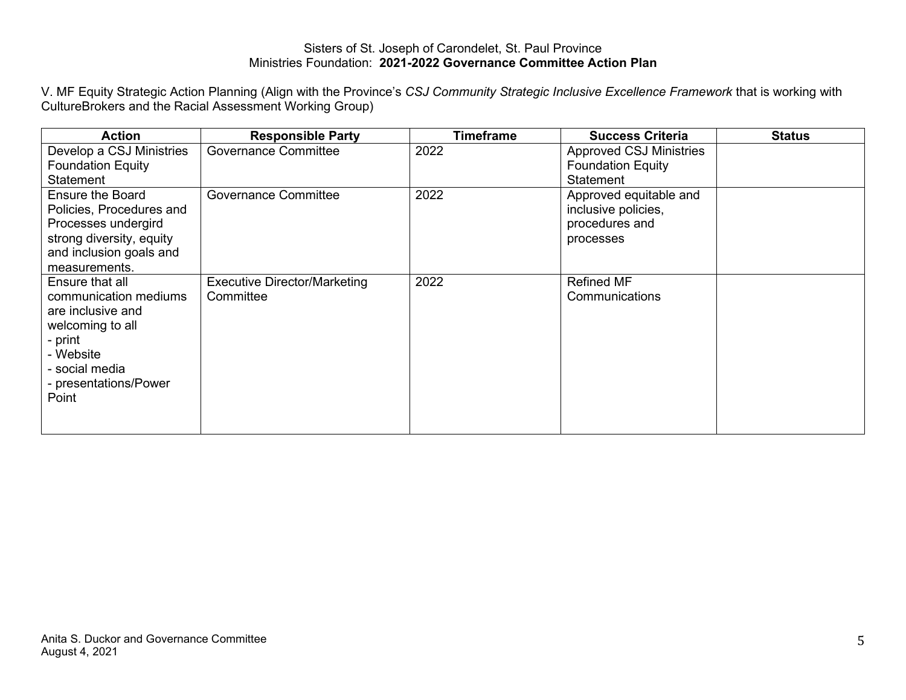Sisters of St. Joseph of Carondelet, St. Paul Province
Ministries Foundation: **2021-2022 Governance Committee Action Plan**

V. MF Equity Strategic Action Planning (Align with the Province's *CSJ Community Strategic Inclusive Excellence Framework* that is working with CultureBrokers and the Racial Assessment Working Group)

| Action | Responsible Party | Timeframe | Success Criteria | Status |
|---|---|---|---|---|
| Develop a CSJ Ministries Foundation Equity Statement | Governance Committee | 2022 | Approved CSJ Ministries Foundation Equity Statement | |
| Ensure the Board Policies, Procedures and Processes undergird strong diversity, equity and inclusion goals and measurements. | Governance Committee | 2022 | Approved equitable and inclusive policies, procedures and processes | |
| Ensure that all communication mediums are inclusive and welcoming to all<br>- print<br>- Website<br>- social media<br>- presentations/Power Point | Executive Director/Marketing Committee | 2022 | Refined MF Communications | |

Anita S. Duckor and Governance Committee
August 4, 2021